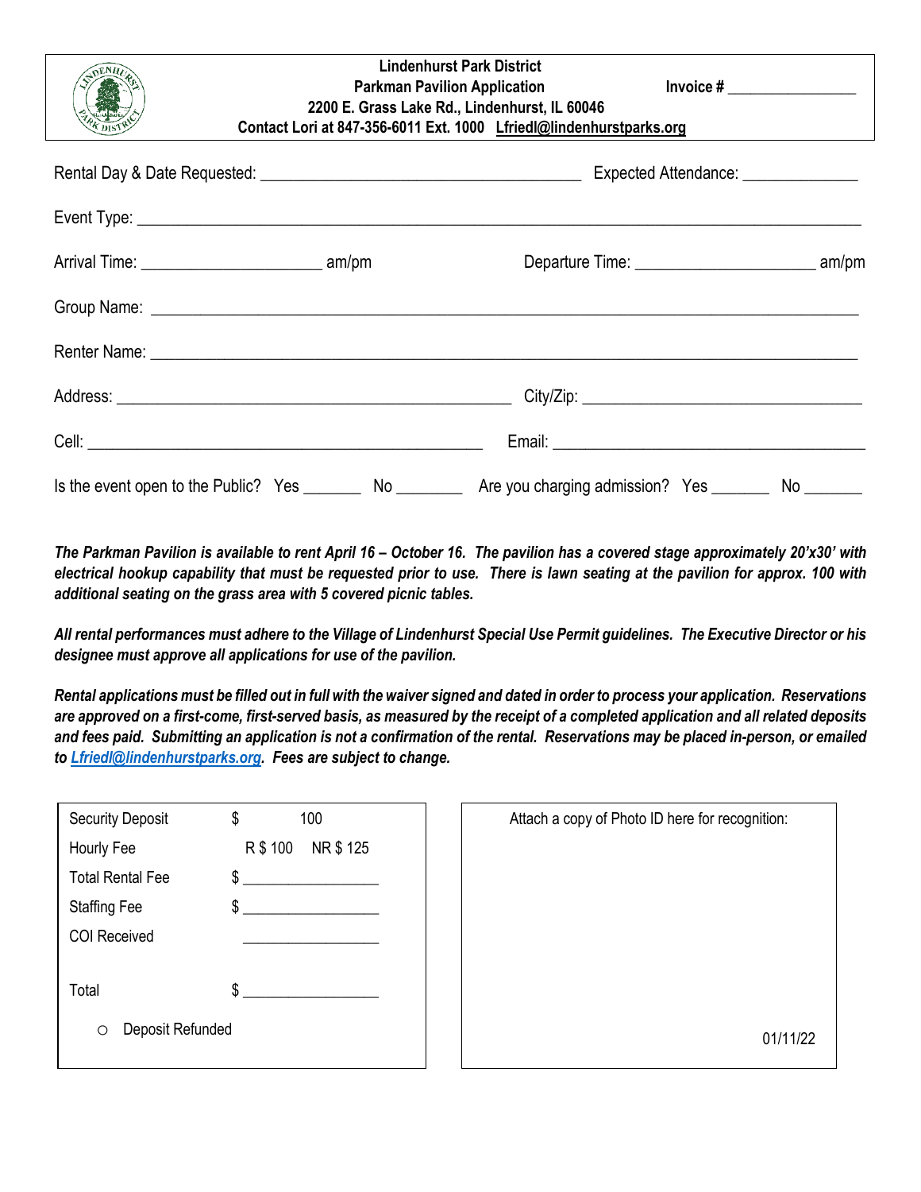**Lindenhurst Park District**
**Parkman Pavilion Application** **Invoice # ________________**
**2200 E. Grass Lake Rd., Lindenhurst, IL 60046**
**Contact Lori at 847-356-6011 Ext. 1000 Lfriedl@lindenhurstparks.org**

Rental Day & Date Requested: ______________________________________ Expected Attendance: ______________

Event Type: ____________________________________________________________________________________

Arrival Time: _____________________ am/pm Departure Time: _____________________ am/pm

Group Name: ___________________________________________________________________________________

Renter Name: ___________________________________________________________________________________

Address: ______________________________________________ City/Zip: ________________________________

Cell: ______________________________________________ Email: _____________________________________

Is the event open to the Public? Yes _______ No ________ Are you charging admission? Yes _______ No _______

***The Parkman Pavilion is available to rent April 16 – October 16. The pavilion has a covered stage approximately 20'x30' with electrical hookup capability that must be requested prior to use. There is lawn seating at the pavilion for approx. 100 with additional seating on the grass area with 5 covered picnic tables.***

***All rental performances must adhere to the Village of Lindenhurst Special Use Permit guidelines. The Executive Director or his designee must approve all applications for use of the pavilion.***

***Rental applications must be filled out in full with the waiver signed and dated in order to process your application. Reservations are approved on a first-come, first-served basis, as measured by the receipt of a completed application and all related deposits and fees paid. Submitting an application is not a confirmation of the rental. Reservations may be placed in-person, or emailed to Lfriedl@lindenhurstparks.org. Fees are subject to change.***

| | |
|---|---|
| Security Deposit | $ 100 |
| Hourly Fee | R $ 100 NR $ 125 |
| Total Rental Fee | $ _______________ |
| Staffing Fee | $ _______________ |
| COI Received | _______________ |
| Total | $ _______________ |

○ Deposit Refunded

Attach a copy of Photo ID here for recognition:

01/11/22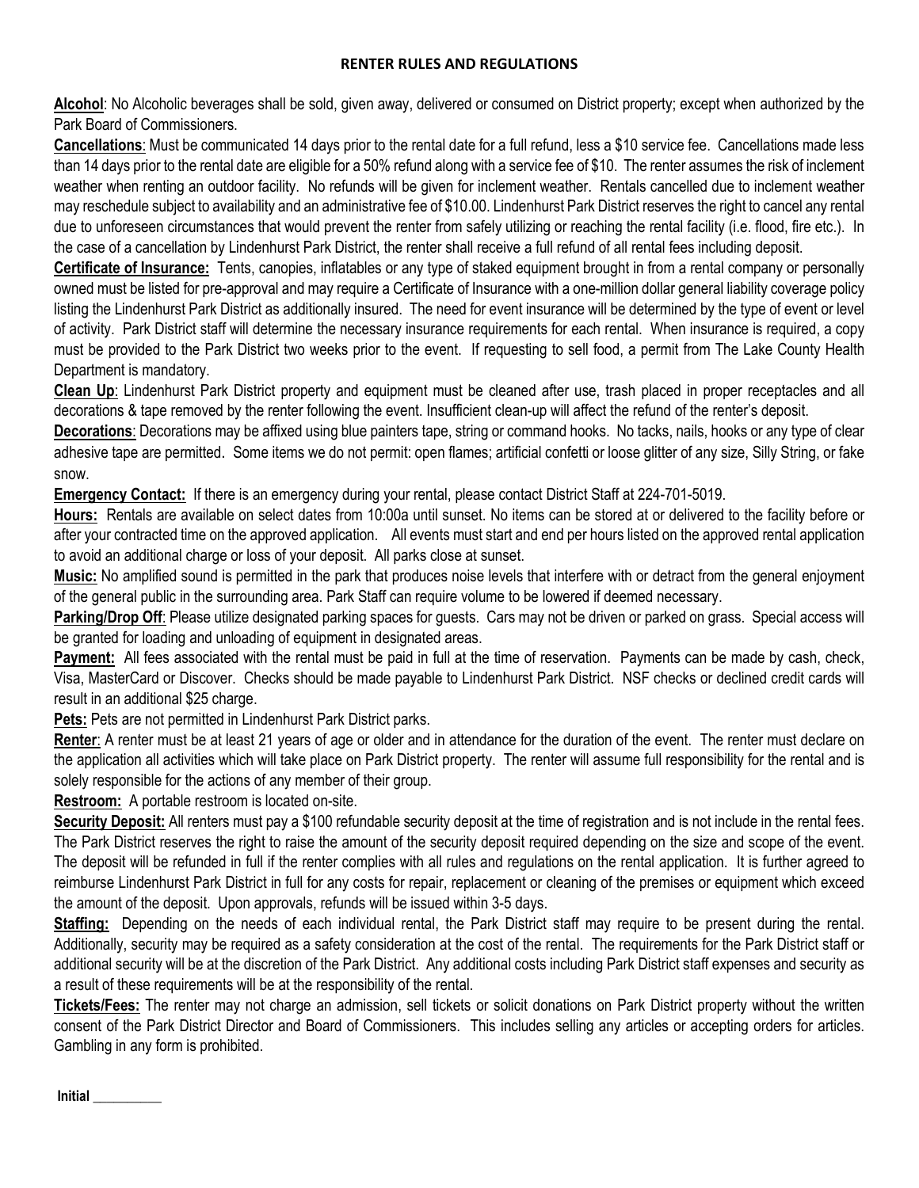## RENTER RULES AND REGULATIONS

**Alcohol**: No Alcoholic beverages shall be sold, given away, delivered or consumed on District property; except when authorized by the Park Board of Commissioners.

**Cancellations**: Must be communicated 14 days prior to the rental date for a full refund, less a $10 service fee. Cancellations made less than 14 days prior to the rental date are eligible for a 50% refund along with a service fee of $10. The renter assumes the risk of inclement weather when renting an outdoor facility. No refunds will be given for inclement weather. Rentals cancelled due to inclement weather may reschedule subject to availability and an administrative fee of $10.00. Lindenhurst Park District reserves the right to cancel any rental due to unforeseen circumstances that would prevent the renter from safely utilizing or reaching the rental facility (i.e. flood, fire etc.). In the case of a cancellation by Lindenhurst Park District, the renter shall receive a full refund of all rental fees including deposit.

**Certificate of Insurance:** Tents, canopies, inflatables or any type of staked equipment brought in from a rental company or personally owned must be listed for pre-approval and may require a Certificate of Insurance with a one-million dollar general liability coverage policy listing the Lindenhurst Park District as additionally insured. The need for event insurance will be determined by the type of event or level of activity. Park District staff will determine the necessary insurance requirements for each rental. When insurance is required, a copy must be provided to the Park District two weeks prior to the event. If requesting to sell food, a permit from The Lake County Health Department is mandatory.

**Clean Up**: Lindenhurst Park District property and equipment must be cleaned after use, trash placed in proper receptacles and all decorations & tape removed by the renter following the event. Insufficient clean-up will affect the refund of the renter's deposit.

**Decorations**: Decorations may be affixed using blue painters tape, string or command hooks. No tacks, nails, hooks or any type of clear adhesive tape are permitted. Some items we do not permit: open flames; artificial confetti or loose glitter of any size, Silly String, or fake snow.

**Emergency Contact:** If there is an emergency during your rental, please contact District Staff at 224-701-5019.

**Hours:** Rentals are available on select dates from 10:00a until sunset. No items can be stored at or delivered to the facility before or after your contracted time on the approved application. All events must start and end per hours listed on the approved rental application to avoid an additional charge or loss of your deposit. All parks close at sunset.

**Music:** No amplified sound is permitted in the park that produces noise levels that interfere with or detract from the general enjoyment of the general public in the surrounding area. Park Staff can require volume to be lowered if deemed necessary.

**Parking/Drop Off**: Please utilize designated parking spaces for guests. Cars may not be driven or parked on grass. Special access will be granted for loading and unloading of equipment in designated areas.

**Payment:** All fees associated with the rental must be paid in full at the time of reservation. Payments can be made by cash, check, Visa, MasterCard or Discover. Checks should be made payable to Lindenhurst Park District. NSF checks or declined credit cards will result in an additional $25 charge.

**Pets:** Pets are not permitted in Lindenhurst Park District parks.

**Renter**: A renter must be at least 21 years of age or older and in attendance for the duration of the event. The renter must declare on the application all activities which will take place on Park District property. The renter will assume full responsibility for the rental and is solely responsible for the actions of any member of their group.

**Restroom:** A portable restroom is located on-site.

**Security Deposit:** All renters must pay a $100 refundable security deposit at the time of registration and is not include in the rental fees. The Park District reserves the right to raise the amount of the security deposit required depending on the size and scope of the event. The deposit will be refunded in full if the renter complies with all rules and regulations on the rental application. It is further agreed to reimburse Lindenhurst Park District in full for any costs for repair, replacement or cleaning of the premises or equipment which exceed the amount of the deposit. Upon approvals, refunds will be issued within 3-5 days.

**Staffing:** Depending on the needs of each individual rental, the Park District staff may require to be present during the rental. Additionally, security may be required as a safety consideration at the cost of the rental. The requirements for the Park District staff or additional security will be at the discretion of the Park District. Any additional costs including Park District staff expenses and security as a result of these requirements will be at the responsibility of the rental.

**Tickets/Fees:** The renter may not charge an admission, sell tickets or solicit donations on Park District property without the written consent of the Park District Director and Board of Commissioners. This includes selling any articles or accepting orders for articles. Gambling in any form is prohibited.

**Initial** __________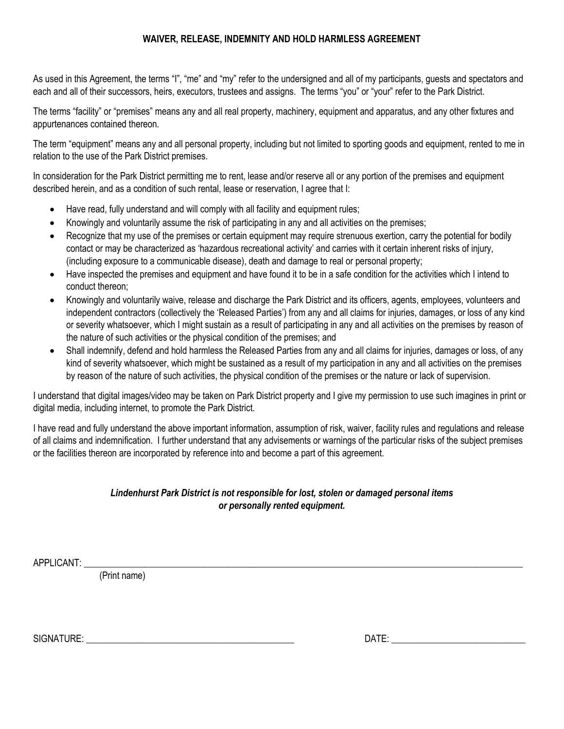## WAIVER, RELEASE, INDEMNITY AND HOLD HARMLESS AGREEMENT

As used in this Agreement, the terms "I", "me" and "my" refer to the undersigned and all of my participants, guests and spectators and each and all of their successors, heirs, executors, trustees and assigns. The terms "you" or "your" refer to the Park District.

The terms "facility" or "premises" means any and all real property, machinery, equipment and apparatus, and any other fixtures and appurtenances contained thereon.

The term "equipment" means any and all personal property, including but not limited to sporting goods and equipment, rented to me in relation to the use of the Park District premises.

In consideration for the Park District permitting me to rent, lease and/or reserve all or any portion of the premises and equipment described herein, and as a condition of such rental, lease or reservation, I agree that I:

- Have read, fully understand and will comply with all facility and equipment rules;
- Knowingly and voluntarily assume the risk of participating in any and all activities on the premises;
- Recognize that my use of the premises or certain equipment may require strenuous exertion, carry the potential for bodily contact or may be characterized as 'hazardous recreational activity' and carries with it certain inherent risks of injury, (including exposure to a communicable disease), death and damage to real or personal property;
- Have inspected the premises and equipment and have found it to be in a safe condition for the activities which I intend to conduct thereon;
- Knowingly and voluntarily waive, release and discharge the Park District and its officers, agents, employees, volunteers and independent contractors (collectively the 'Released Parties') from any and all claims for injuries, damages, or loss of any kind or severity whatsoever, which I might sustain as a result of participating in any and all activities on the premises by reason of the nature of such activities or the physical condition of the premises; and
- Shall indemnify, defend and hold harmless the Released Parties from any and all claims for injuries, damages or loss, of any kind of severity whatsoever, which might be sustained as a result of my participation in any and all activities on the premises by reason of the nature of such activities, the physical condition of the premises or the nature or lack of supervision.

I understand that digital images/video may be taken on Park District property and I give my permission to use such imagines in print or digital media, including internet, to promote the Park District.

I have read and fully understand the above important information, assumption of risk, waiver, facility rules and regulations and release of all claims and indemnification. I further understand that any advisements or warnings of the particular risks of the subject premises or the facilities thereon are incorporated by reference into and become a part of this agreement.

***Lindenhurst Park District is not responsible for lost, stolen or damaged personal items or personally rented equipment.***

APPLICANT: ______________________________________________
(Print name)

SIGNATURE: ______________________________ DATE: ____________________